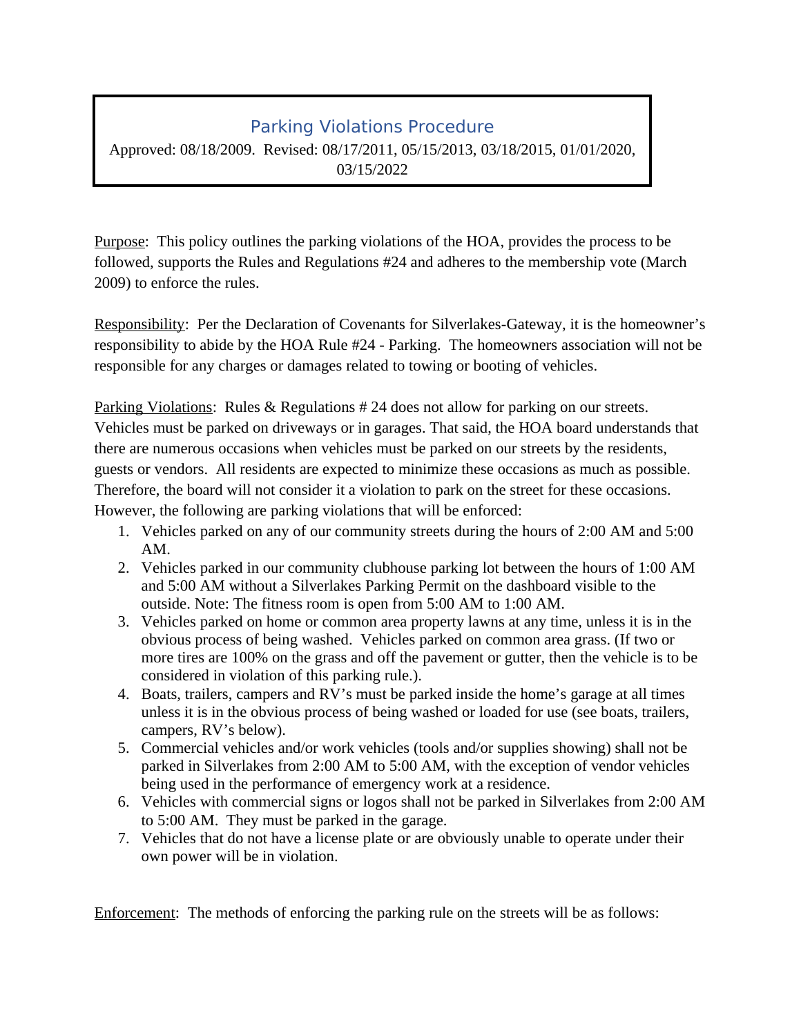# Parking Violations Procedure

Approved: 08/18/2009. Revised: 08/17/2011, 05/15/2013, 03/18/2015, 01/01/2020, 03/15/2022

Purpose: This policy outlines the parking violations of the HOA, provides the process to be followed, supports the Rules and Regulations #24 and adheres to the membership vote (March 2009) to enforce the rules.

Responsibility: Per the Declaration of Covenants for Silverlakes-Gateway, it is the homeowner's responsibility to abide by the HOA Rule #24 - Parking. The homeowners association will not be responsible for any charges or damages related to towing or booting of vehicles.

Parking Violations: Rules & Regulations # 24 does not allow for parking on our streets. Vehicles must be parked on driveways or in garages. That said, the HOA board understands that there are numerous occasions when vehicles must be parked on our streets by the residents, guests or vendors. All residents are expected to minimize these occasions as much as possible. Therefore, the board will not consider it a violation to park on the street for these occasions. However, the following are parking violations that will be enforced:

1. Vehicles parked on any of our community streets during the hours of 2:00 AM and 5:00 AM.
2. Vehicles parked in our community clubhouse parking lot between the hours of 1:00 AM and 5:00 AM without a Silverlakes Parking Permit on the dashboard visible to the outside. Note: The fitness room is open from 5:00 AM to 1:00 AM.
3. Vehicles parked on home or common area property lawns at any time, unless it is in the obvious process of being washed. Vehicles parked on common area grass. (If two or more tires are 100% on the grass and off the pavement or gutter, then the vehicle is to be considered in violation of this parking rule.).
4. Boats, trailers, campers and RV's must be parked inside the home's garage at all times unless it is in the obvious process of being washed or loaded for use (see boats, trailers, campers, RV's below).
5. Commercial vehicles and/or work vehicles (tools and/or supplies showing) shall not be parked in Silverlakes from 2:00 AM to 5:00 AM, with the exception of vendor vehicles being used in the performance of emergency work at a residence.
6. Vehicles with commercial signs or logos shall not be parked in Silverlakes from 2:00 AM to 5:00 AM. They must be parked in the garage.
7. Vehicles that do not have a license plate or are obviously unable to operate under their own power will be in violation.

Enforcement: The methods of enforcing the parking rule on the streets will be as follows: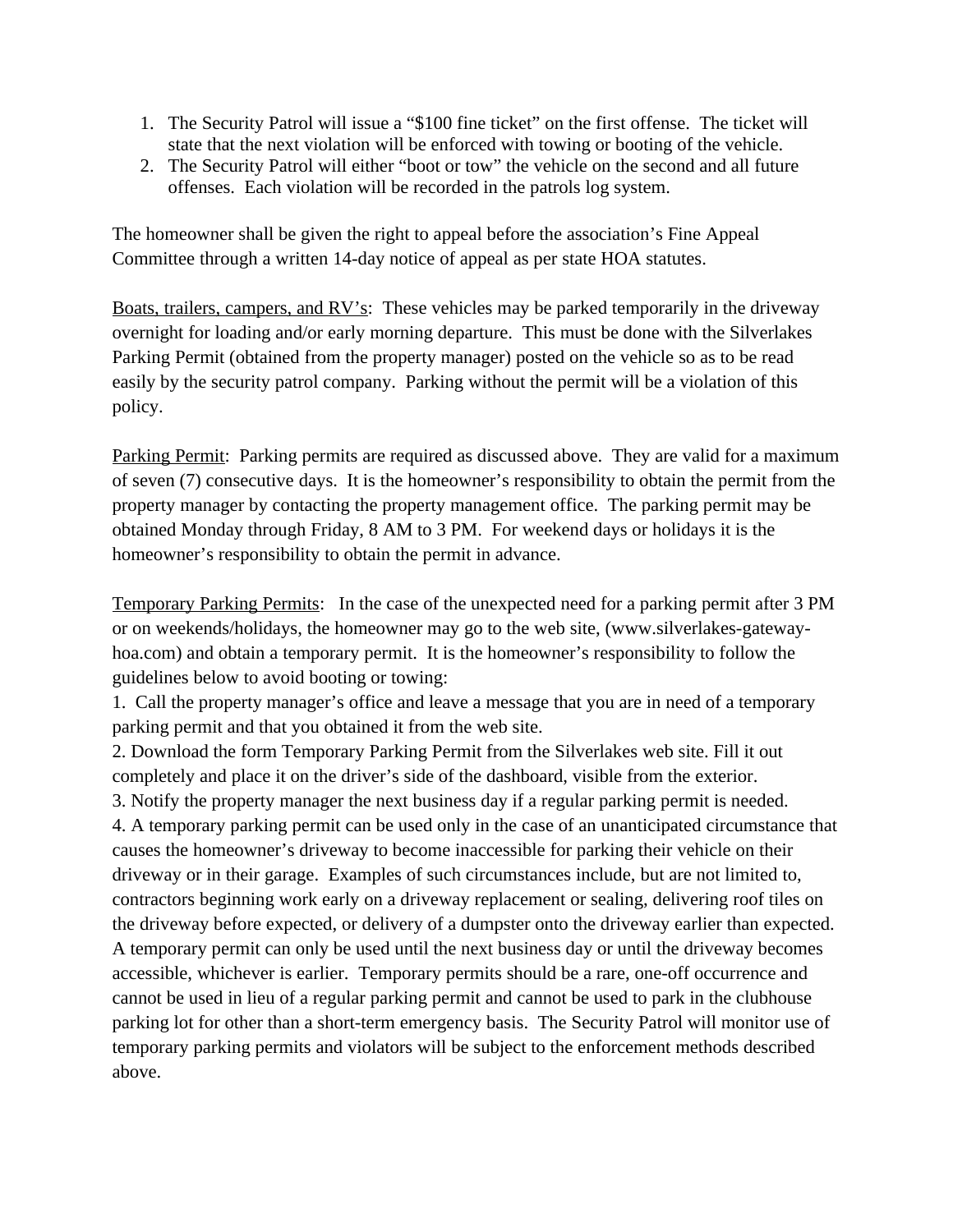1. The Security Patrol will issue a "$100 fine ticket" on the first offense. The ticket will state that the next violation will be enforced with towing or booting of the vehicle.
2. The Security Patrol will either "boot or tow" the vehicle on the second and all future offenses. Each violation will be recorded in the patrols log system.

The homeowner shall be given the right to appeal before the association's Fine Appeal Committee through a written 14-day notice of appeal as per state HOA statutes.

<u>Boats, trailers, campers, and RV's</u>: These vehicles may be parked temporarily in the driveway overnight for loading and/or early morning departure. This must be done with the Silverlakes Parking Permit (obtained from the property manager) posted on the vehicle so as to be read easily by the security patrol company. Parking without the permit will be a violation of this policy.

<u>Parking Permit</u>: Parking permits are required as discussed above. They are valid for a maximum of seven (7) consecutive days. It is the homeowner's responsibility to obtain the permit from the property manager by contacting the property management office. The parking permit may be obtained Monday through Friday, 8 AM to 3 PM. For weekend days or holidays it is the homeowner's responsibility to obtain the permit in advance.

<u>Temporary Parking Permits</u>: In the case of the unexpected need for a parking permit after 3 PM or on weekends/holidays, the homeowner may go to the web site, (www.silverlakes-gateway-hoa.com) and obtain a temporary permit. It is the homeowner's responsibility to follow the guidelines below to avoid booting or towing:

1. Call the property manager's office and leave a message that you are in need of a temporary parking permit and that you obtained it from the web site.
2. Download the form Temporary Parking Permit from the Silverlakes web site. Fill it out completely and place it on the driver's side of the dashboard, visible from the exterior.
3. Notify the property manager the next business day if a regular parking permit is needed.
4. A temporary parking permit can be used only in the case of an unanticipated circumstance that causes the homeowner's driveway to become inaccessible for parking their vehicle on their driveway or in their garage. Examples of such circumstances include, but are not limited to, contractors beginning work early on a driveway replacement or sealing, delivering roof tiles on the driveway before expected, or delivery of a dumpster onto the driveway earlier than expected. A temporary permit can only be used until the next business day or until the driveway becomes accessible, whichever is earlier. Temporary permits should be a rare, one-off occurrence and cannot be used in lieu of a regular parking permit and cannot be used to park in the clubhouse parking lot for other than a short-term emergency basis. The Security Patrol will monitor use of temporary parking permits and violators will be subject to the enforcement methods described above.